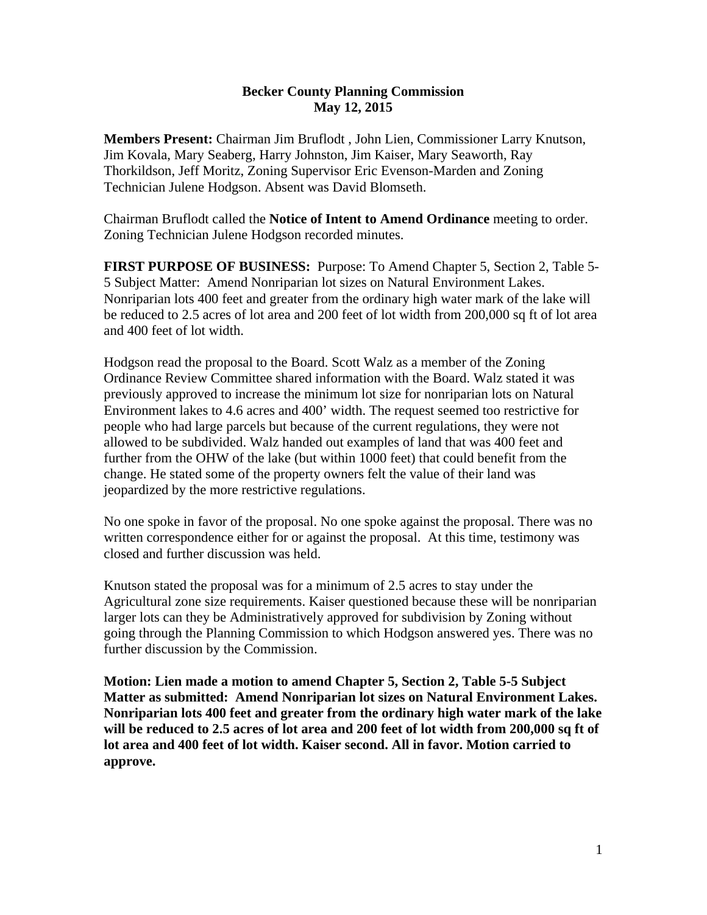**Becker County Planning Commission**
**May 12, 2015**

**Members Present:** Chairman Jim Bruflodt , John Lien, Commissioner Larry Knutson, Jim Kovala, Mary Seaberg, Harry Johnston, Jim Kaiser, Mary Seaworth, Ray Thorkildson, Jeff Moritz, Zoning Supervisor Eric Evenson-Marden and Zoning Technician Julene Hodgson. Absent was David Blomseth.

Chairman Bruflodt called the **Notice of Intent to Amend Ordinance** meeting to order. Zoning Technician Julene Hodgson recorded minutes.

**FIRST PURPOSE OF BUSINESS:** Purpose: To Amend Chapter 5, Section 2, Table 5-5 Subject Matter: Amend Nonriparian lot sizes on Natural Environment Lakes. Nonriparian lots 400 feet and greater from the ordinary high water mark of the lake will be reduced to 2.5 acres of lot area and 200 feet of lot width from 200,000 sq ft of lot area and 400 feet of lot width.

Hodgson read the proposal to the Board. Scott Walz as a member of the Zoning Ordinance Review Committee shared information with the Board. Walz stated it was previously approved to increase the minimum lot size for nonriparian lots on Natural Environment lakes to 4.6 acres and 400' width. The request seemed too restrictive for people who had large parcels but because of the current regulations, they were not allowed to be subdivided. Walz handed out examples of land that was 400 feet and further from the OHW of the lake (but within 1000 feet) that could benefit from the change. He stated some of the property owners felt the value of their land was jeopardized by the more restrictive regulations.

No one spoke in favor of the proposal. No one spoke against the proposal. There was no written correspondence either for or against the proposal. At this time, testimony was closed and further discussion was held.

Knutson stated the proposal was for a minimum of 2.5 acres to stay under the Agricultural zone size requirements. Kaiser questioned because these will be nonriparian larger lots can they be Administratively approved for subdivision by Zoning without going through the Planning Commission to which Hodgson answered yes. There was no further discussion by the Commission.

**Motion: Lien made a motion to amend Chapter 5, Section 2, Table 5-5 Subject Matter as submitted: Amend Nonriparian lot sizes on Natural Environment Lakes. Nonriparian lots 400 feet and greater from the ordinary high water mark of the lake will be reduced to 2.5 acres of lot area and 200 feet of lot width from 200,000 sq ft of lot area and 400 feet of lot width. Kaiser second. All in favor. Motion carried to approve.**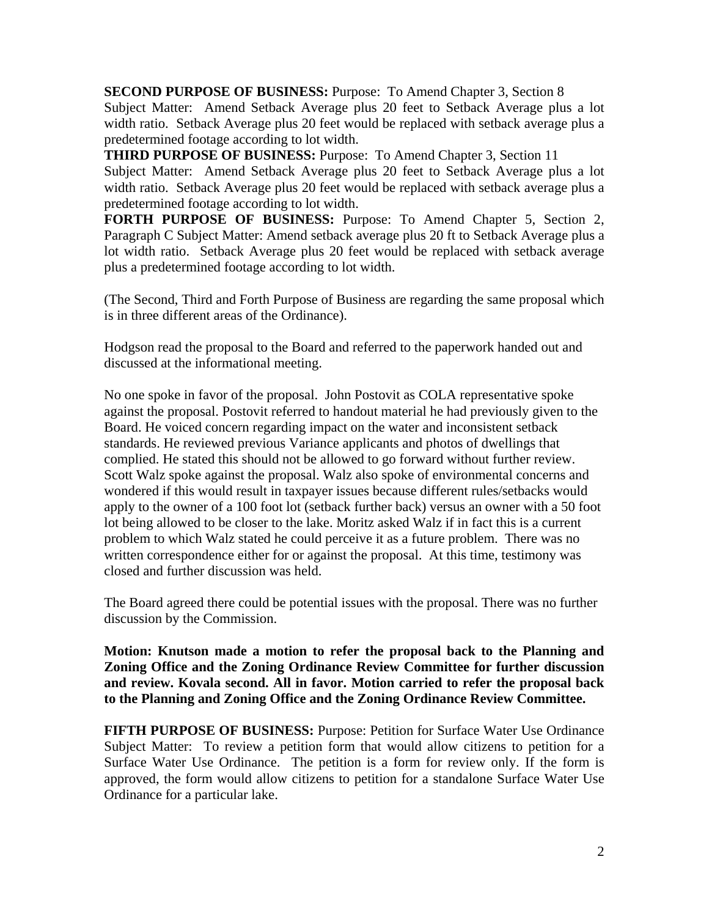**SECOND PURPOSE OF BUSINESS:** Purpose: To Amend Chapter 3, Section 8
Subject Matter: Amend Setback Average plus 20 feet to Setback Average plus a lot width ratio. Setback Average plus 20 feet would be replaced with setback average plus a predetermined footage according to lot width.

**THIRD PURPOSE OF BUSINESS:** Purpose: To Amend Chapter 3, Section 11
Subject Matter: Amend Setback Average plus 20 feet to Setback Average plus a lot width ratio. Setback Average plus 20 feet would be replaced with setback average plus a predetermined footage according to lot width.

**FORTH PURPOSE OF BUSINESS:** Purpose: To Amend Chapter 5, Section 2, Paragraph C Subject Matter: Amend setback average plus 20 ft to Setback Average plus a lot width ratio. Setback Average plus 20 feet would be replaced with setback average plus a predetermined footage according to lot width.

(The Second, Third and Forth Purpose of Business are regarding the same proposal which is in three different areas of the Ordinance).

Hodgson read the proposal to the Board and referred to the paperwork handed out and discussed at the informational meeting.

No one spoke in favor of the proposal. John Postovit as COLA representative spoke against the proposal. Postovit referred to handout material he had previously given to the Board. He voiced concern regarding impact on the water and inconsistent setback standards. He reviewed previous Variance applicants and photos of dwellings that complied. He stated this should not be allowed to go forward without further review. Scott Walz spoke against the proposal. Walz also spoke of environmental concerns and wondered if this would result in taxpayer issues because different rules/setbacks would apply to the owner of a 100 foot lot (setback further back) versus an owner with a 50 foot lot being allowed to be closer to the lake. Moritz asked Walz if in fact this is a current problem to which Walz stated he could perceive it as a future problem. There was no written correspondence either for or against the proposal. At this time, testimony was closed and further discussion was held.

The Board agreed there could be potential issues with the proposal. There was no further discussion by the Commission.

**Motion: Knutson made a motion to refer the proposal back to the Planning and Zoning Office and the Zoning Ordinance Review Committee for further discussion and review. Kovala second. All in favor. Motion carried to refer the proposal back to the Planning and Zoning Office and the Zoning Ordinance Review Committee.**

**FIFTH PURPOSE OF BUSINESS:** Purpose: Petition for Surface Water Use Ordinance Subject Matter: To review a petition form that would allow citizens to petition for a Surface Water Use Ordinance. The petition is a form for review only. If the form is approved, the form would allow citizens to petition for a standalone Surface Water Use Ordinance for a particular lake.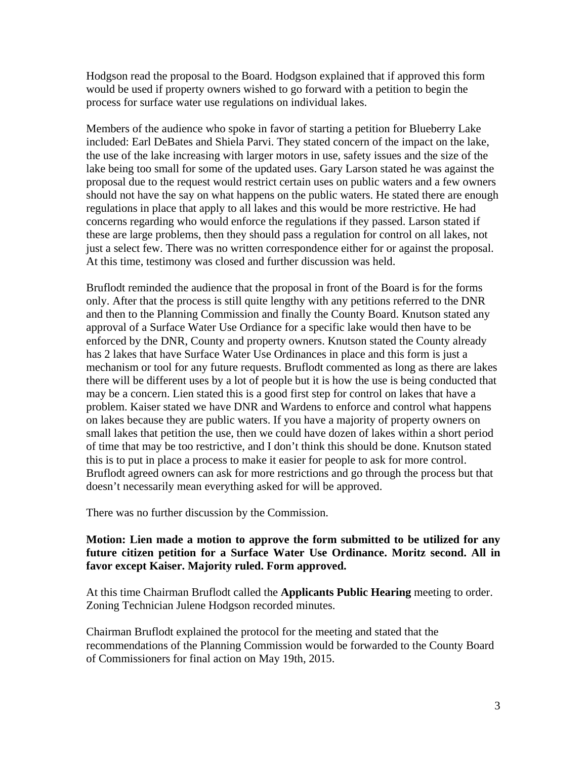Hodgson read the proposal to the Board. Hodgson explained that if approved this form would be used if property owners wished to go forward with a petition to begin the process for surface water use regulations on individual lakes.

Members of the audience who spoke in favor of starting a petition for Blueberry Lake included: Earl DeBates and Shiela Parvi. They stated concern of the impact on the lake, the use of the lake increasing with larger motors in use, safety issues and the size of the lake being too small for some of the updated uses. Gary Larson stated he was against the proposal due to the request would restrict certain uses on public waters and a few owners should not have the say on what happens on the public waters. He stated there are enough regulations in place that apply to all lakes and this would be more restrictive. He had concerns regarding who would enforce the regulations if they passed. Larson stated if these are large problems, then they should pass a regulation for control on all lakes, not just a select few. There was no written correspondence either for or against the proposal. At this time, testimony was closed and further discussion was held.

Bruflodt reminded the audience that the proposal in front of the Board is for the forms only. After that the process is still quite lengthy with any petitions referred to the DNR and then to the Planning Commission and finally the County Board. Knutson stated any approval of a Surface Water Use Ordiance for a specific lake would then have to be enforced by the DNR, County and property owners. Knutson stated the County already has 2 lakes that have Surface Water Use Ordinances in place and this form is just a mechanism or tool for any future requests. Bruflodt commented as long as there are lakes there will be different uses by a lot of people but it is how the use is being conducted that may be a concern. Lien stated this is a good first step for control on lakes that have a problem. Kaiser stated we have DNR and Wardens to enforce and control what happens on lakes because they are public waters. If you have a majority of property owners on small lakes that petition the use, then we could have dozen of lakes within a short period of time that may be too restrictive, and I don't think this should be done. Knutson stated this is to put in place a process to make it easier for people to ask for more control. Bruflodt agreed owners can ask for more restrictions and go through the process but that doesn't necessarily mean everything asked for will be approved.

There was no further discussion by the Commission.

**Motion: Lien made a motion to approve the form submitted to be utilized for any future citizen petition for a Surface Water Use Ordinance. Moritz second. All in favor except Kaiser. Majority ruled. Form approved.**

At this time Chairman Bruflodt called the **Applicants Public Hearing** meeting to order. Zoning Technician Julene Hodgson recorded minutes.

Chairman Bruflodt explained the protocol for the meeting and stated that the recommendations of the Planning Commission would be forwarded to the County Board of Commissioners for final action on May 19th, 2015.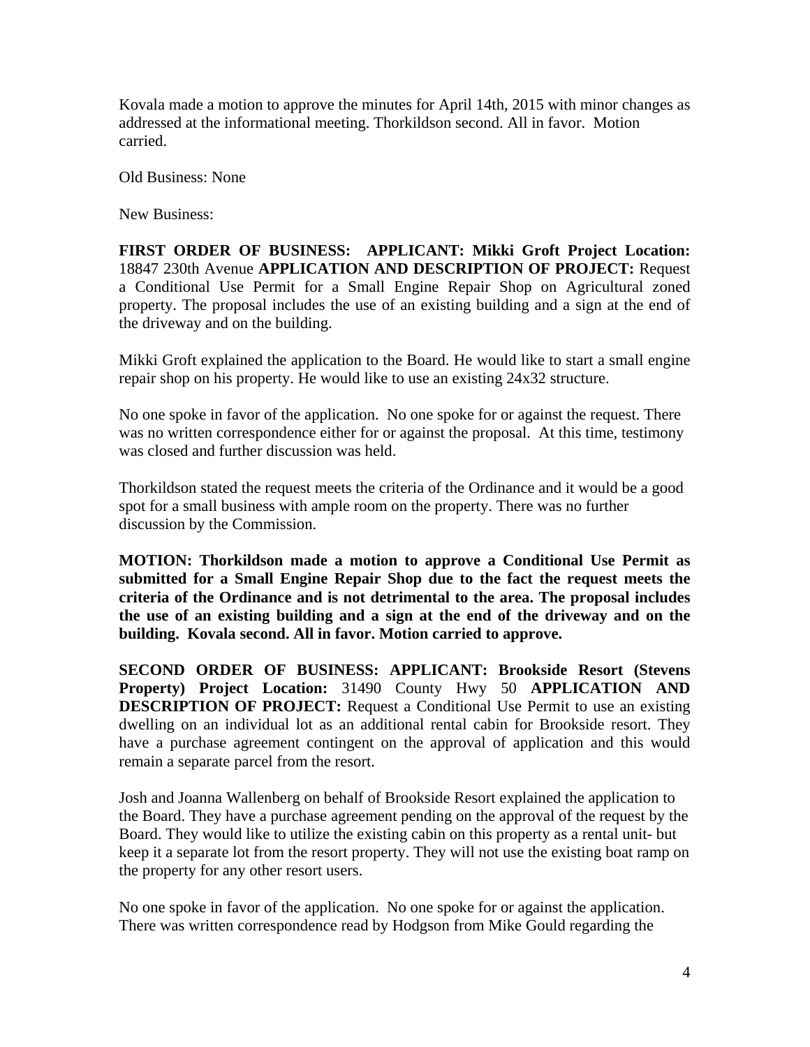Kovala made a motion to approve the minutes for April 14th, 2015 with minor changes as addressed at the informational meeting. Thorkildson second. All in favor. Motion carried.

Old Business: None

New Business:

**FIRST ORDER OF BUSINESS: APPLICANT: Mikki Groft Project Location:** 18847 230th Avenue **APPLICATION AND DESCRIPTION OF PROJECT:** Request a Conditional Use Permit for a Small Engine Repair Shop on Agricultural zoned property. The proposal includes the use of an existing building and a sign at the end of the driveway and on the building.

Mikki Groft explained the application to the Board. He would like to start a small engine repair shop on his property. He would like to use an existing 24x32 structure.

No one spoke in favor of the application. No one spoke for or against the request. There was no written correspondence either for or against the proposal. At this time, testimony was closed and further discussion was held.

Thorkildson stated the request meets the criteria of the Ordinance and it would be a good spot for a small business with ample room on the property. There was no further discussion by the Commission.

**MOTION: Thorkildson made a motion to approve a Conditional Use Permit as submitted for a Small Engine Repair Shop due to the fact the request meets the criteria of the Ordinance and is not detrimental to the area. The proposal includes the use of an existing building and a sign at the end of the driveway and on the building. Kovala second. All in favor. Motion carried to approve.**

**SECOND ORDER OF BUSINESS: APPLICANT: Brookside Resort (Stevens Property) Project Location:** 31490 County Hwy 50 **APPLICATION AND DESCRIPTION OF PROJECT:** Request a Conditional Use Permit to use an existing dwelling on an individual lot as an additional rental cabin for Brookside resort. They have a purchase agreement contingent on the approval of application and this would remain a separate parcel from the resort.

Josh and Joanna Wallenberg on behalf of Brookside Resort explained the application to the Board. They have a purchase agreement pending on the approval of the request by the Board. They would like to utilize the existing cabin on this property as a rental unit- but keep it a separate lot from the resort property. They will not use the existing boat ramp on the property for any other resort users.

No one spoke in favor of the application. No one spoke for or against the application. There was written correspondence read by Hodgson from Mike Gould regarding the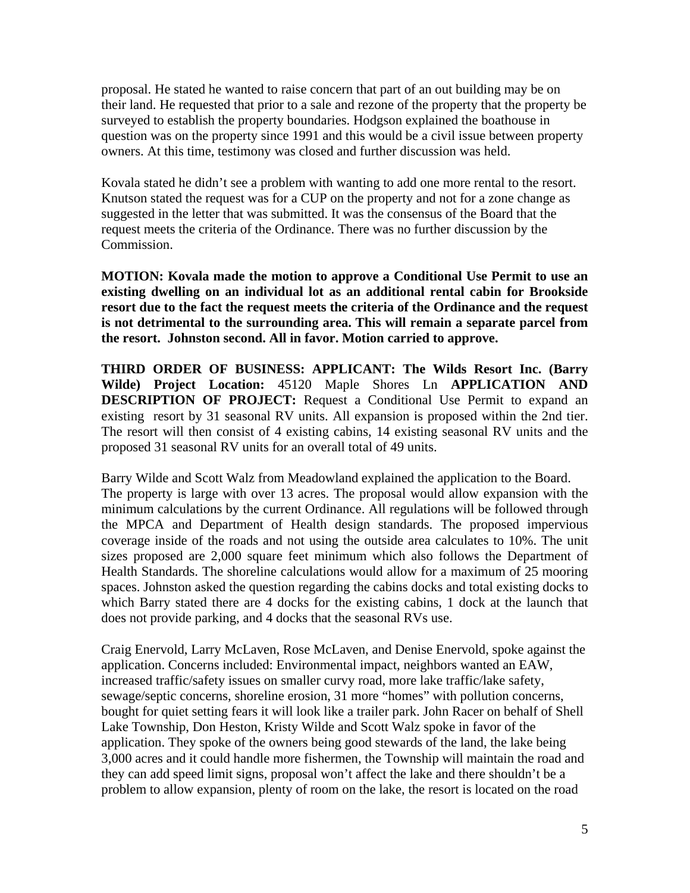proposal. He stated he wanted to raise concern that part of an out building may be on their land. He requested that prior to a sale and rezone of the property that the property be surveyed to establish the property boundaries. Hodgson explained the boathouse in question was on the property since 1991 and this would be a civil issue between property owners. At this time, testimony was closed and further discussion was held.

Kovala stated he didn't see a problem with wanting to add one more rental to the resort. Knutson stated the request was for a CUP on the property and not for a zone change as suggested in the letter that was submitted. It was the consensus of the Board that the request meets the criteria of the Ordinance. There was no further discussion by the Commission.

**MOTION: Kovala made the motion to approve a Conditional Use Permit to use an existing dwelling on an individual lot as an additional rental cabin for Brookside resort due to the fact the request meets the criteria of the Ordinance and the request is not detrimental to the surrounding area. This will remain a separate parcel from the resort. Johnston second. All in favor. Motion carried to approve.**

**THIRD ORDER OF BUSINESS: APPLICANT: The Wilds Resort Inc. (Barry Wilde) Project Location:** 45120 Maple Shores Ln **APPLICATION AND DESCRIPTION OF PROJECT:** Request a Conditional Use Permit to expand an existing resort by 31 seasonal RV units. All expansion is proposed within the 2nd tier. The resort will then consist of 4 existing cabins, 14 existing seasonal RV units and the proposed 31 seasonal RV units for an overall total of 49 units.

Barry Wilde and Scott Walz from Meadowland explained the application to the Board. The property is large with over 13 acres. The proposal would allow expansion with the minimum calculations by the current Ordinance. All regulations will be followed through the MPCA and Department of Health design standards. The proposed impervious coverage inside of the roads and not using the outside area calculates to 10%. The unit sizes proposed are 2,000 square feet minimum which also follows the Department of Health Standards. The shoreline calculations would allow for a maximum of 25 mooring spaces. Johnston asked the question regarding the cabins docks and total existing docks to which Barry stated there are 4 docks for the existing cabins, 1 dock at the launch that does not provide parking, and 4 docks that the seasonal RVs use.

Craig Enervold, Larry McLaven, Rose McLaven, and Denise Enervold, spoke against the application. Concerns included: Environmental impact, neighbors wanted an EAW, increased traffic/safety issues on smaller curvy road, more lake traffic/lake safety, sewage/septic concerns, shoreline erosion, 31 more "homes" with pollution concerns, bought for quiet setting fears it will look like a trailer park. John Racer on behalf of Shell Lake Township, Don Heston, Kristy Wilde and Scott Walz spoke in favor of the application. They spoke of the owners being good stewards of the land, the lake being 3,000 acres and it could handle more fishermen, the Township will maintain the road and they can add speed limit signs, proposal won't affect the lake and there shouldn't be a problem to allow expansion, plenty of room on the lake, the resort is located on the road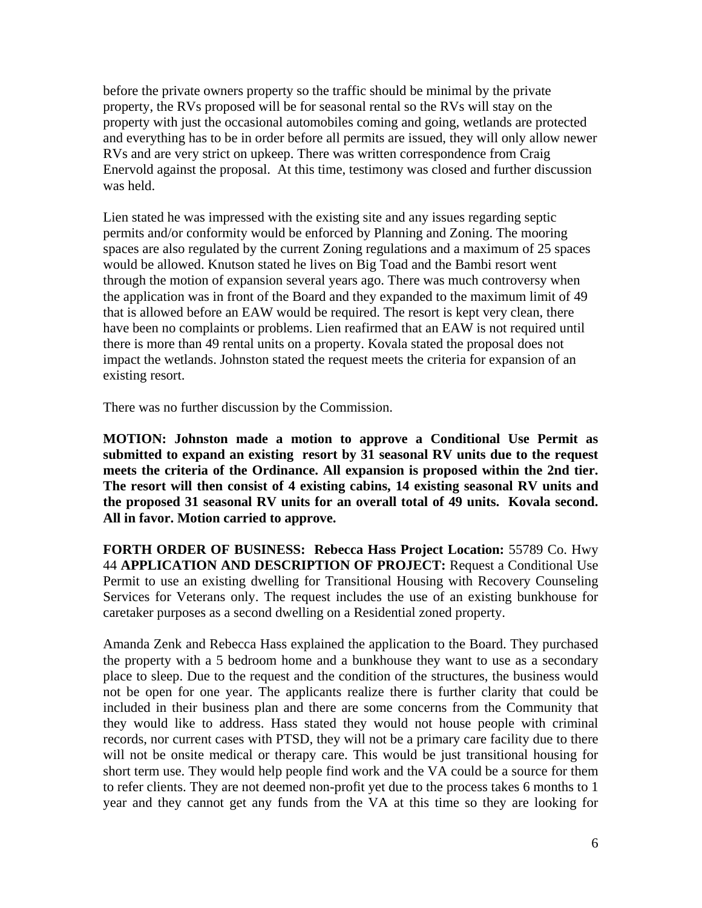before the private owners property so the traffic should be minimal by the private property, the RVs proposed will be for seasonal rental so the RVs will stay on the property with just the occasional automobiles coming and going, wetlands are protected and everything has to be in order before all permits are issued, they will only allow newer RVs and are very strict on upkeep. There was written correspondence from Craig Enervold against the proposal. At this time, testimony was closed and further discussion was held.

Lien stated he was impressed with the existing site and any issues regarding septic permits and/or conformity would be enforced by Planning and Zoning. The mooring spaces are also regulated by the current Zoning regulations and a maximum of 25 spaces would be allowed. Knutson stated he lives on Big Toad and the Bambi resort went through the motion of expansion several years ago. There was much controversy when the application was in front of the Board and they expanded to the maximum limit of 49 that is allowed before an EAW would be required. The resort is kept very clean, there have been no complaints or problems. Lien reafirmed that an EAW is not required until there is more than 49 rental units on a property. Kovala stated the proposal does not impact the wetlands. Johnston stated the request meets the criteria for expansion of an existing resort.

There was no further discussion by the Commission.

**MOTION: Johnston made a motion to approve a Conditional Use Permit as submitted to expand an existing resort by 31 seasonal RV units due to the request meets the criteria of the Ordinance. All expansion is proposed within the 2nd tier. The resort will then consist of 4 existing cabins, 14 existing seasonal RV units and the proposed 31 seasonal RV units for an overall total of 49 units. Kovala second. All in favor. Motion carried to approve.**

**FORTH ORDER OF BUSINESS: Rebecca Hass Project Location:** 55789 Co. Hwy 44 **APPLICATION AND DESCRIPTION OF PROJECT:** Request a Conditional Use Permit to use an existing dwelling for Transitional Housing with Recovery Counseling Services for Veterans only. The request includes the use of an existing bunkhouse for caretaker purposes as a second dwelling on a Residential zoned property.

Amanda Zenk and Rebecca Hass explained the application to the Board. They purchased the property with a 5 bedroom home and a bunkhouse they want to use as a secondary place to sleep. Due to the request and the condition of the structures, the business would not be open for one year. The applicants realize there is further clarity that could be included in their business plan and there are some concerns from the Community that they would like to address. Hass stated they would not house people with criminal records, nor current cases with PTSD, they will not be a primary care facility due to there will not be onsite medical or therapy care. This would be just transitional housing for short term use. They would help people find work and the VA could be a source for them to refer clients. They are not deemed non-profit yet due to the process takes 6 months to 1 year and they cannot get any funds from the VA at this time so they are looking for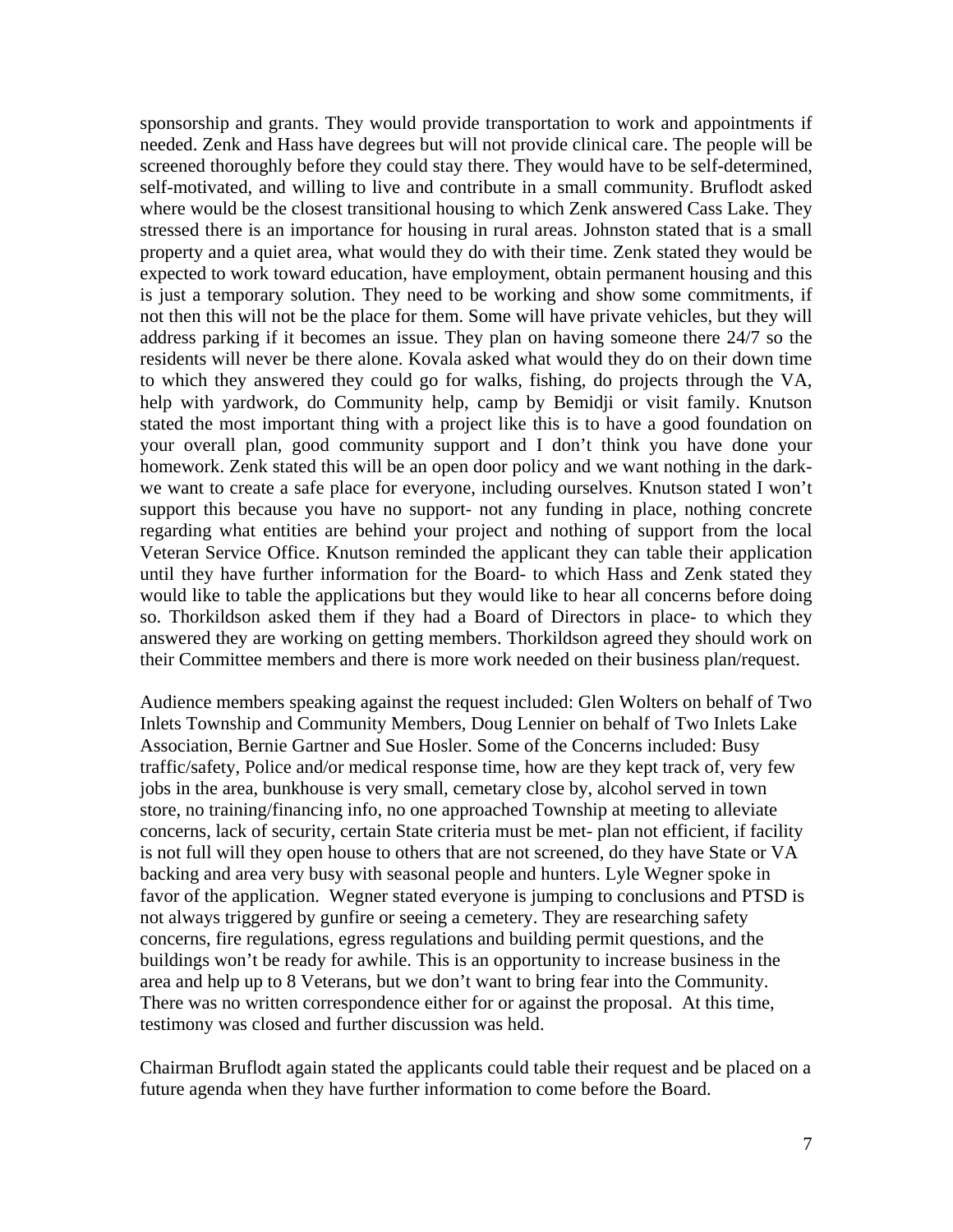sponsorship and grants. They would provide transportation to work and appointments if needed. Zenk and Hass have degrees but will not provide clinical care. The people will be screened thoroughly before they could stay there. They would have to be self-determined, self-motivated, and willing to live and contribute in a small community. Bruflodt asked where would be the closest transitional housing to which Zenk answered Cass Lake. They stressed there is an importance for housing in rural areas. Johnston stated that is a small property and a quiet area, what would they do with their time. Zenk stated they would be expected to work toward education, have employment, obtain permanent housing and this is just a temporary solution. They need to be working and show some commitments, if not then this will not be the place for them. Some will have private vehicles, but they will address parking if it becomes an issue. They plan on having someone there 24/7 so the residents will never be there alone. Kovala asked what would they do on their down time to which they answered they could go for walks, fishing, do projects through the VA, help with yardwork, do Community help, camp by Bemidji or visit family. Knutson stated the most important thing with a project like this is to have a good foundation on your overall plan, good community support and I don't think you have done your homework. Zenk stated this will be an open door policy and we want nothing in the dark- we want to create a safe place for everyone, including ourselves. Knutson stated I won't support this because you have no support- not any funding in place, nothing concrete regarding what entities are behind your project and nothing of support from the local Veteran Service Office. Knutson reminded the applicant they can table their application until they have further information for the Board- to which Hass and Zenk stated they would like to table the applications but they would like to hear all concerns before doing so. Thorkildson asked them if they had a Board of Directors in place- to which they answered they are working on getting members. Thorkildson agreed they should work on their Committee members and there is more work needed on their business plan/request.

Audience members speaking against the request included: Glen Wolters on behalf of Two Inlets Township and Community Members, Doug Lennier on behalf of Two Inlets Lake Association, Bernie Gartner and Sue Hosler. Some of the Concerns included: Busy traffic/safety, Police and/or medical response time, how are they kept track of, very few jobs in the area, bunkhouse is very small, cemetary close by, alcohol served in town store, no training/financing info, no one approached Township at meeting to alleviate concerns, lack of security, certain State criteria must be met- plan not efficient, if facility is not full will they open house to others that are not screened, do they have State or VA backing and area very busy with seasonal people and hunters. Lyle Wegner spoke in favor of the application. Wegner stated everyone is jumping to conclusions and PTSD is not always triggered by gunfire or seeing a cemetery. They are researching safety concerns, fire regulations, egress regulations and building permit questions, and the buildings won't be ready for awhile. This is an opportunity to increase business in the area and help up to 8 Veterans, but we don't want to bring fear into the Community. There was no written correspondence either for or against the proposal. At this time, testimony was closed and further discussion was held.

Chairman Bruflodt again stated the applicants could table their request and be placed on a future agenda when they have further information to come before the Board.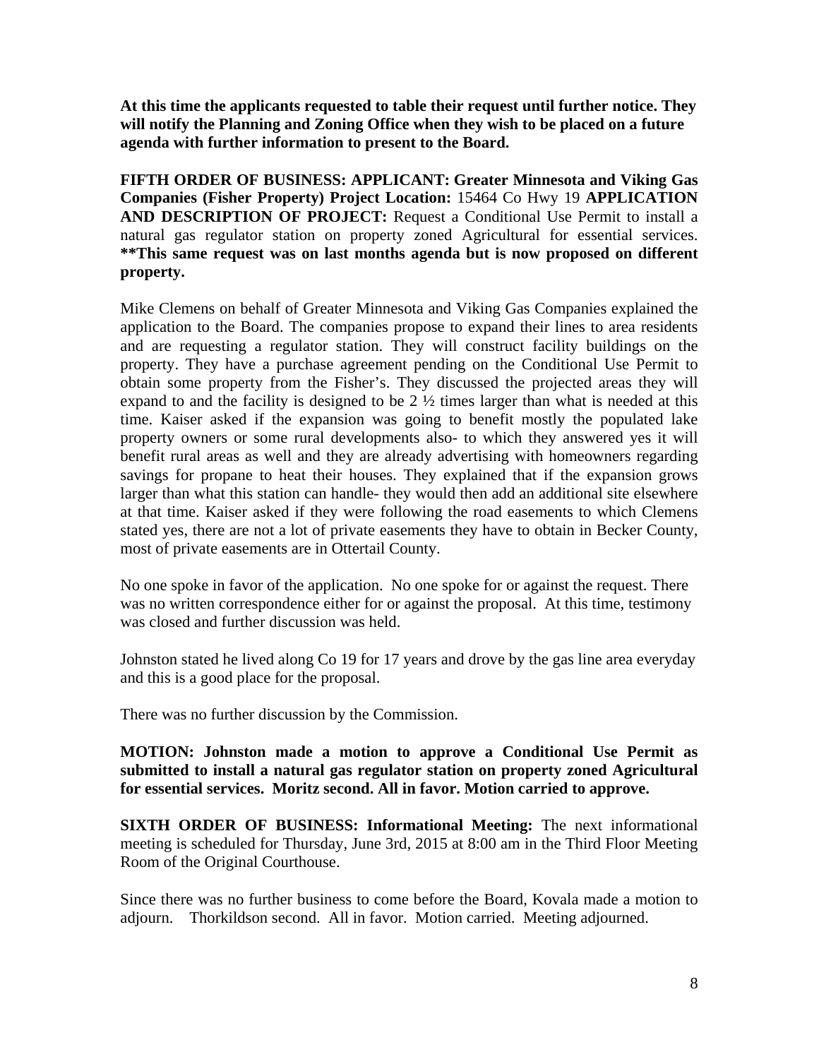**At this time the applicants requested to table their request until further notice. They will notify the Planning and Zoning Office when they wish to be placed on a future agenda with further information to present to the Board.**

**FIFTH ORDER OF BUSINESS: APPLICANT: Greater Minnesota and Viking Gas Companies (Fisher Property) Project Location:** 15464 Co Hwy 19 **APPLICATION AND DESCRIPTION OF PROJECT:** Request a Conditional Use Permit to install a natural gas regulator station on property zoned Agricultural for essential services. **\*\*This same request was on last months agenda but is now proposed on different property.**

Mike Clemens on behalf of Greater Minnesota and Viking Gas Companies explained the application to the Board. The companies propose to expand their lines to area residents and are requesting a regulator station. They will construct facility buildings on the property. They have a purchase agreement pending on the Conditional Use Permit to obtain some property from the Fisher's. They discussed the projected areas they will expand to and the facility is designed to be 2 ½ times larger than what is needed at this time. Kaiser asked if the expansion was going to benefit mostly the populated lake property owners or some rural developments also- to which they answered yes it will benefit rural areas as well and they are already advertising with homeowners regarding savings for propane to heat their houses. They explained that if the expansion grows larger than what this station can handle- they would then add an additional site elsewhere at that time. Kaiser asked if they were following the road easements to which Clemens stated yes, there are not a lot of private easements they have to obtain in Becker County, most of private easements are in Ottertail County.

No one spoke in favor of the application. No one spoke for or against the request. There was no written correspondence either for or against the proposal. At this time, testimony was closed and further discussion was held.

Johnston stated he lived along Co 19 for 17 years and drove by the gas line area everyday and this is a good place for the proposal.

There was no further discussion by the Commission.

**MOTION: Johnston made a motion to approve a Conditional Use Permit as submitted to install a natural gas regulator station on property zoned Agricultural for essential services. Moritz second. All in favor. Motion carried to approve.**

**SIXTH ORDER OF BUSINESS: Informational Meeting:** The next informational meeting is scheduled for Thursday, June 3rd, 2015 at 8:00 am in the Third Floor Meeting Room of the Original Courthouse.

Since there was no further business to come before the Board, Kovala made a motion to adjourn. Thorkildson second. All in favor. Motion carried. Meeting adjourned.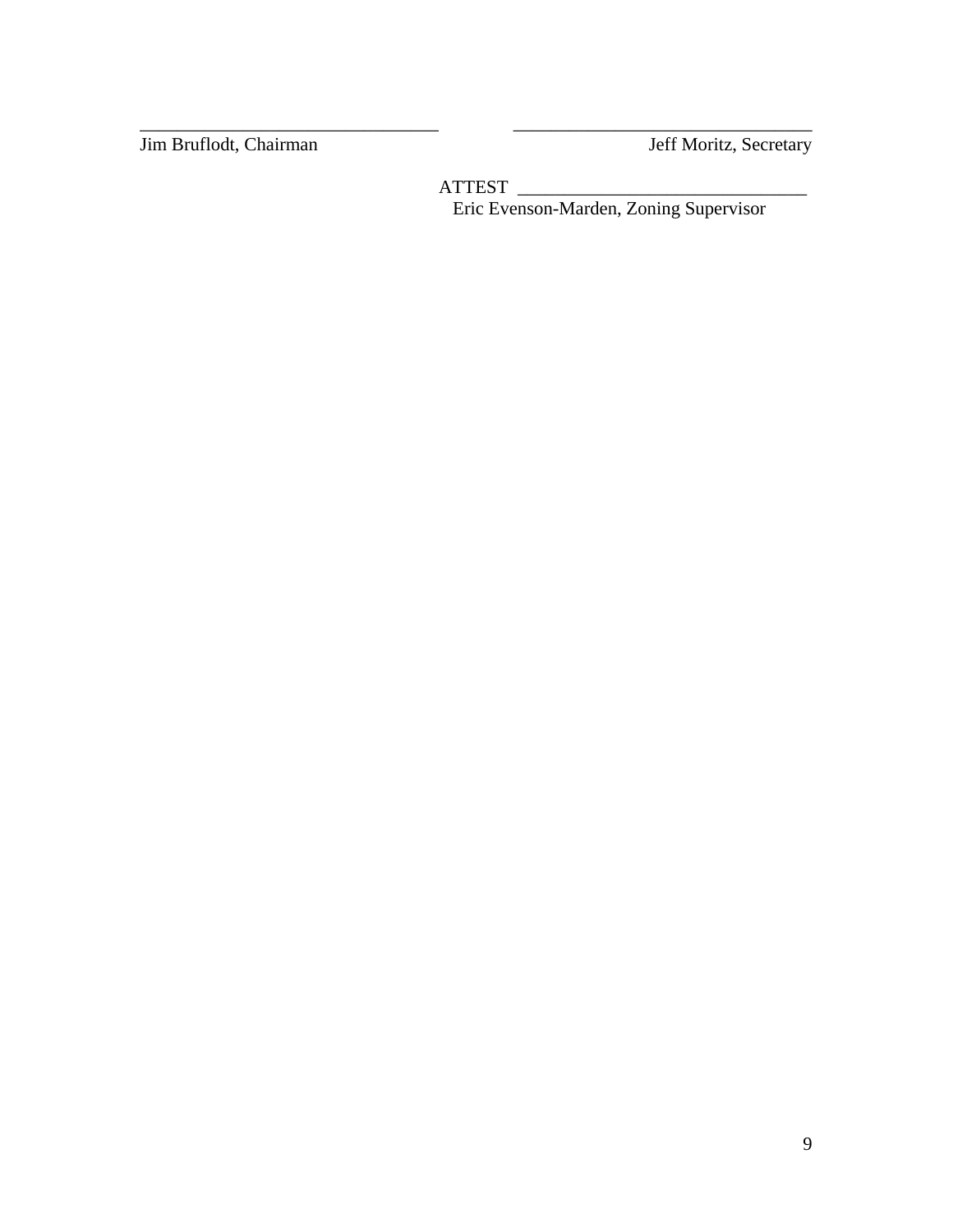\_\_\_\_\_\_\_\_\_\_\_\_\_\_\_\_\_\_\_\_\_\_\_\_\_\_\_\_\_\_\_\_ \_\_\_\_\_\_\_\_\_\_\_\_\_\_\_\_\_\_\_\_\_\_\_\_\_\_\_\_\_\_\_\_

Jim Bruflodt, Chairman Jeff Moritz, Secretary

ATTEST \_\_\_\_\_\_\_\_\_\_\_\_\_\_\_\_\_\_\_\_\_\_\_\_\_\_\_\_\_\_\_

Eric Evenson-Marden, Zoning Supervisor